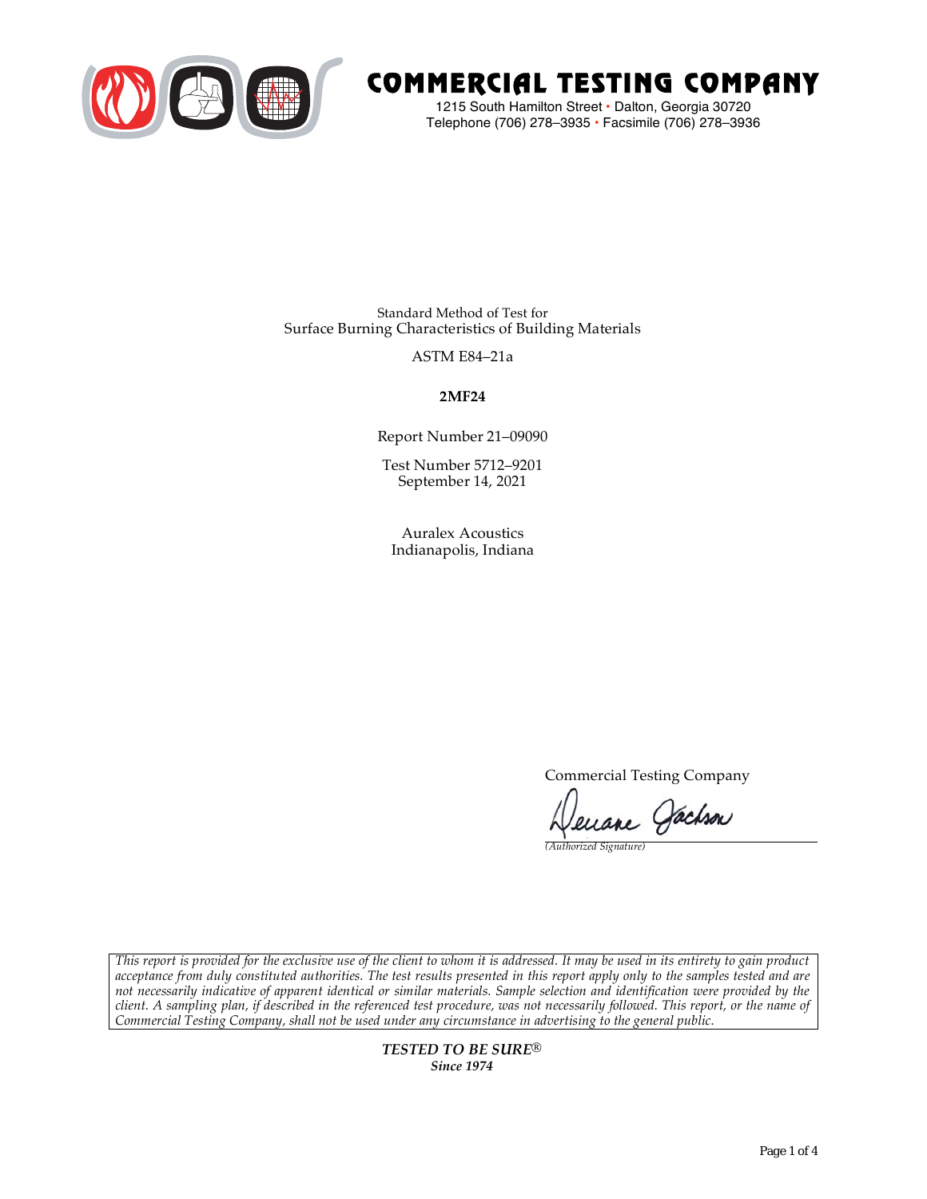# COMMERCIAL TESTING COMPANY

1215 South Hamilton Street • Dalton, Georgia 30720
Telephone (706) 278–3935 • Facsimile (706) 278–3936

Standard Method of Test for
Surface Burning Characteristics of Building Materials

ASTM E84–21a

**2MF24**

Report Number 21–09090

Test Number 5712–9201
September 14, 2021

Auralex Acoustics
Indianapolis, Indiana

Commercial Testing Company

Deuane Jackson
*(Authorized Signature)*

*This report is provided for the exclusive use of the client to whom it is addressed. It may be used in its entirety to gain product acceptance from duly constituted authorities. The test results presented in this report apply only to the samples tested and are not necessarily indicative of apparent identical or similar materials. Sample selection and identification were provided by the client. A sampling plan, if described in the referenced test procedure, was not necessarily followed. This report, or the name of Commercial Testing Company, shall not be used under any circumstance in advertising to the general public.*

***TESTED TO BE SURE®***
***Since 1974***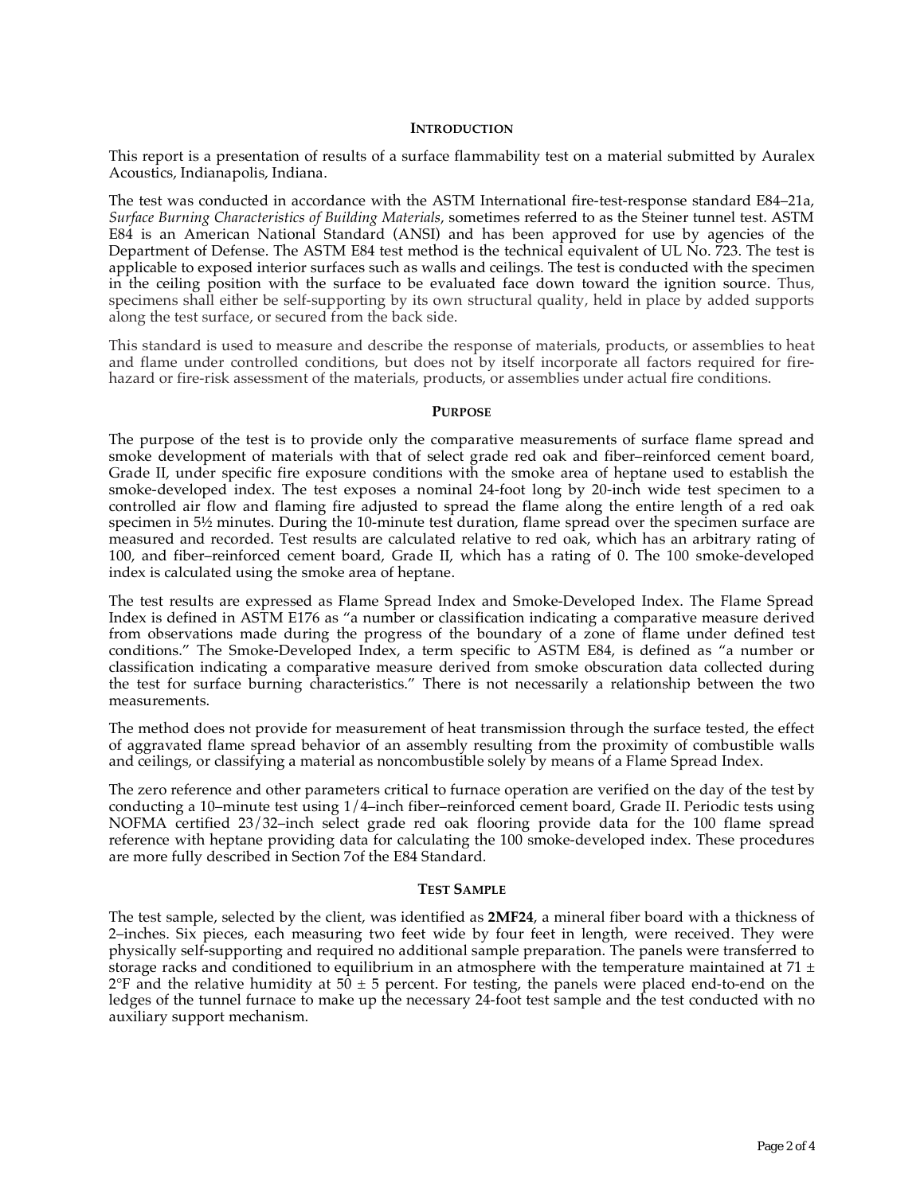## INTRODUCTION

This report is a presentation of results of a surface flammability test on a material submitted by Auralex Acoustics, Indianapolis, Indiana.

The test was conducted in accordance with the ASTM International fire-test-response standard E84–21a, *Surface Burning Characteristics of Building Materials*, sometimes referred to as the Steiner tunnel test. ASTM E84 is an American National Standard (ANSI) and has been approved for use by agencies of the Department of Defense. The ASTM E84 test method is the technical equivalent of UL No. 723. The test is applicable to exposed interior surfaces such as walls and ceilings. The test is conducted with the specimen in the ceiling position with the surface to be evaluated face down toward the ignition source. Thus, specimens shall either be self-supporting by its own structural quality, held in place by added supports along the test surface, or secured from the back side.

This standard is used to measure and describe the response of materials, products, or assemblies to heat and flame under controlled conditions, but does not by itself incorporate all factors required for fire-hazard or fire-risk assessment of the materials, products, or assemblies under actual fire conditions.

## PURPOSE

The purpose of the test is to provide only the comparative measurements of surface flame spread and smoke development of materials with that of select grade red oak and fiber–reinforced cement board, Grade II, under specific fire exposure conditions with the smoke area of heptane used to establish the smoke-developed index. The test exposes a nominal 24-foot long by 20-inch wide test specimen to a controlled air flow and flaming fire adjusted to spread the flame along the entire length of a red oak specimen in 5½ minutes. During the 10-minute test duration, flame spread over the specimen surface are measured and recorded. Test results are calculated relative to red oak, which has an arbitrary rating of 100, and fiber–reinforced cement board, Grade II, which has a rating of 0. The 100 smoke-developed index is calculated using the smoke area of heptane.

The test results are expressed as Flame Spread Index and Smoke-Developed Index. The Flame Spread Index is defined in ASTM E176 as "a number or classification indicating a comparative measure derived from observations made during the progress of the boundary of a zone of flame under defined test conditions." The Smoke-Developed Index, a term specific to ASTM E84, is defined as "a number or classification indicating a comparative measure derived from smoke obscuration data collected during the test for surface burning characteristics." There is not necessarily a relationship between the two measurements.

The method does not provide for measurement of heat transmission through the surface tested, the effect of aggravated flame spread behavior of an assembly resulting from the proximity of combustible walls and ceilings, or classifying a material as noncombustible solely by means of a Flame Spread Index.

The zero reference and other parameters critical to furnace operation are verified on the day of the test by conducting a 10–minute test using 1/4–inch fiber–reinforced cement board, Grade II. Periodic tests using NOFMA certified 23/32–inch select grade red oak flooring provide data for the 100 flame spread reference with heptane providing data for calculating the 100 smoke-developed index. These procedures are more fully described in Section 7of the E84 Standard.

## TEST SAMPLE

The test sample, selected by the client, was identified as **2MF24**, a mineral fiber board with a thickness of 2–inches. Six pieces, each measuring two feet wide by four feet in length, were received. They were physically self-supporting and required no additional sample preparation. The panels were transferred to storage racks and conditioned to equilibrium in an atmosphere with the temperature maintained at 71 ± 2°F and the relative humidity at 50 ± 5 percent. For testing, the panels were placed end-to-end on the ledges of the tunnel furnace to make up the necessary 24-foot test sample and the test conducted with no auxiliary support mechanism.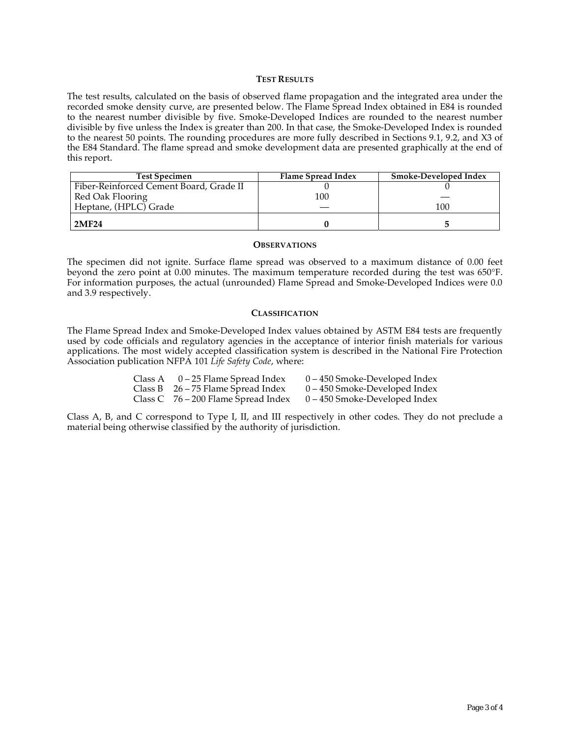## TEST RESULTS

The test results, calculated on the basis of observed flame propagation and the integrated area under the recorded smoke density curve, are presented below. The Flame Spread Index obtained in E84 is rounded to the nearest number divisible by five. Smoke-Developed Indices are rounded to the nearest number divisible by five unless the Index is greater than 200. In that case, the Smoke-Developed Index is rounded to the nearest 50 points. The rounding procedures are more fully described in Sections 9.1, 9.2, and X3 of the E84 Standard. The flame spread and smoke development data are presented graphically at the end of this report.

| Test Specimen | Flame Spread Index | Smoke-Developed Index |
|---|---|---|
| Fiber-Reinforced Cement Board, Grade II | 0 | 0 |
| Red Oak Flooring | 100 | — |
| Heptane, (HPLC) Grade | — | 100 |
| **2MF24** | **0** | **5** |

## OBSERVATIONS

The specimen did not ignite. Surface flame spread was observed to a maximum distance of 0.00 feet beyond the zero point at 0.00 minutes. The maximum temperature recorded during the test was 650°F. For information purposes, the actual (unrounded) Flame Spread and Smoke-Developed Indices were 0.0 and 3.9 respectively.

## CLASSIFICATION

The Flame Spread Index and Smoke-Developed Index values obtained by ASTM E84 tests are frequently used by code officials and regulatory agencies in the acceptance of interior finish materials for various applications. The most widely accepted classification system is described in the National Fire Protection Association publication NFPA 101 *Life Safety Code*, where:

| | | |
|---|---|---|
| Class A | 0 – 25 Flame Spread Index | 0 – 450 Smoke-Developed Index |
| Class B | 26 – 75 Flame Spread Index | 0 – 450 Smoke-Developed Index |
| Class C | 76 – 200 Flame Spread Index | 0 – 450 Smoke-Developed Index |

Class A, B, and C correspond to Type I, II, and III respectively in other codes. They do not preclude a material being otherwise classified by the authority of jurisdiction.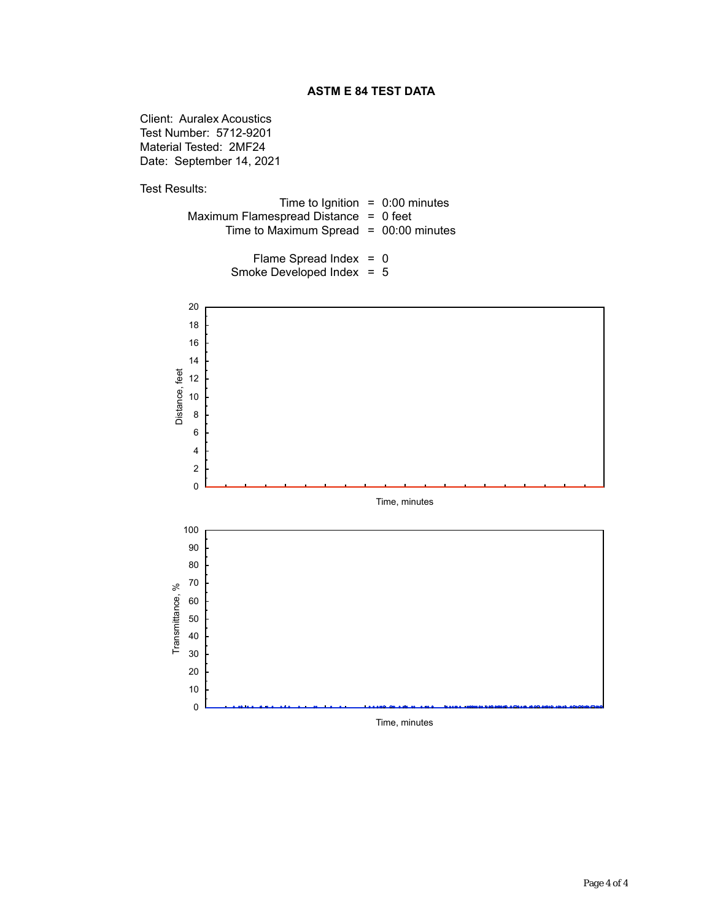# ASTM E 84 TEST DATA

Client: Auralex Acoustics
Test Number: 5712-9201
Material Tested: 2MF24
Date: September 14, 2021

Test Results:

Time to Ignition = 0:00 minutes
Maximum Flamespread Distance = 0 feet
Time to Maximum Spread = 00:00 minutes

Flame Spread Index = 0
Smoke Developed Index = 5

Distance, feet
20
18
16
14
12
10
8
6
4
2
0
Time, minutes

Transmittance, %
100
90
80
70
60
50
40
30
20
10
0
Time, minutes